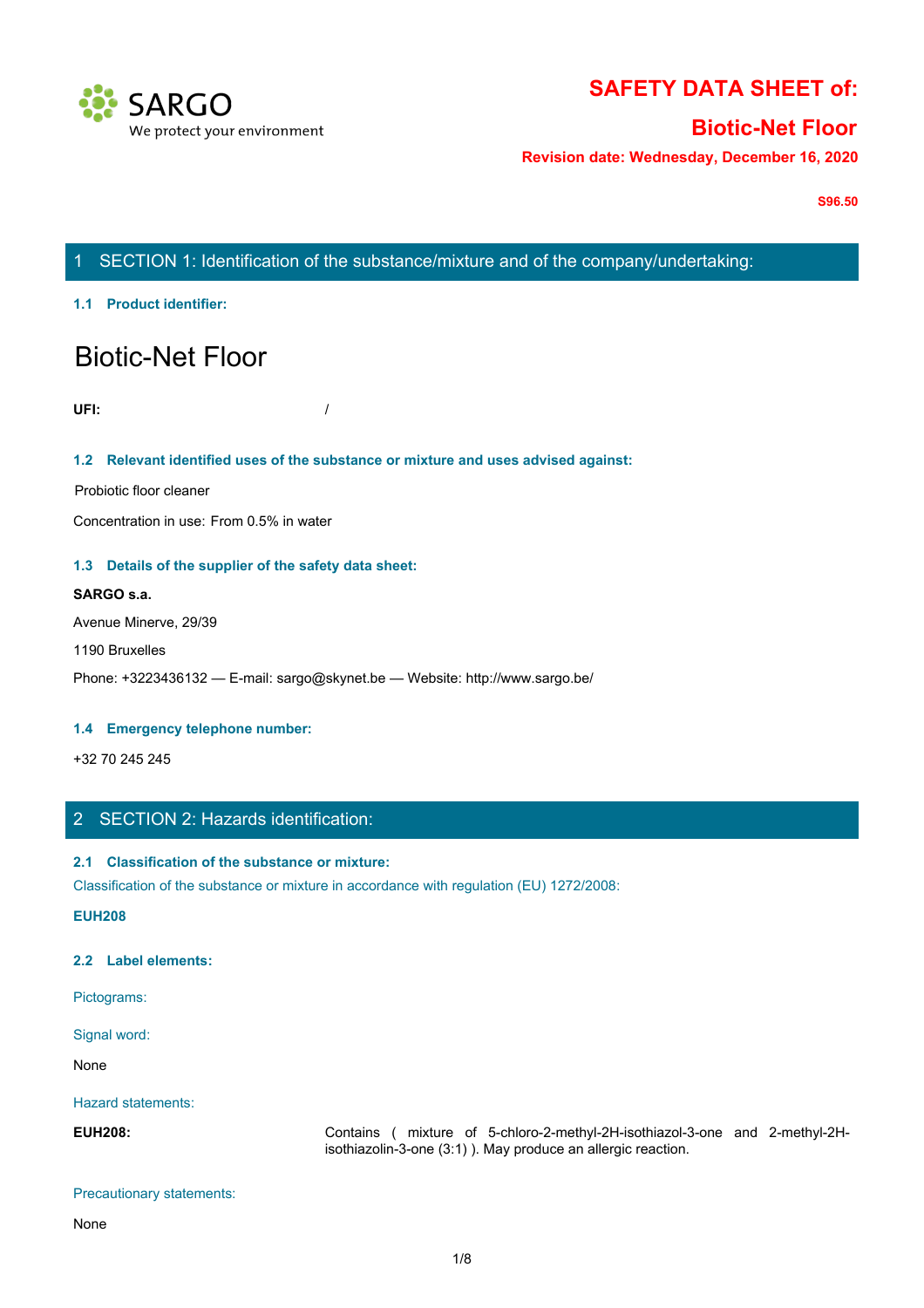SARGO
We protect your environment

# SAFETY DATA SHEET of:

# Biotic-Net Floor

**Revision date: Wednesday, December 16, 2020**

**S96.50**

## 1 SECTION 1: Identification of the substance/mixture and of the company/undertaking:

### 1.1 Product identifier:

Biotic-Net Floor

**UFI:** /

### 1.2 Relevant identified uses of the substance or mixture and uses advised against:

Probiotic floor cleaner

Concentration in use: From 0.5% in water

### 1.3 Details of the supplier of the safety data sheet:

**SARGO s.a.**

Avenue Minerve, 29/39

1190 Bruxelles

Phone: +3223436132 — E-mail: sargo@skynet.be — Website: http://www.sargo.be/

### 1.4 Emergency telephone number:

+32 70 245 245

## 2 SECTION 2: Hazards identification:

### 2.1 Classification of the substance or mixture:

Classification of the substance or mixture in accordance with regulation (EU) 1272/2008:

**EUH208**

### 2.2 Label elements:

Pictograms:

Signal word:

None

Hazard statements:

**EUH208:** Contains ( mixture of 5-chloro-2-methyl-2H-isothiazol-3-one and 2-methyl-2H-isothiazolin-3-one (3:1) ). May produce an allergic reaction.

Precautionary statements:

None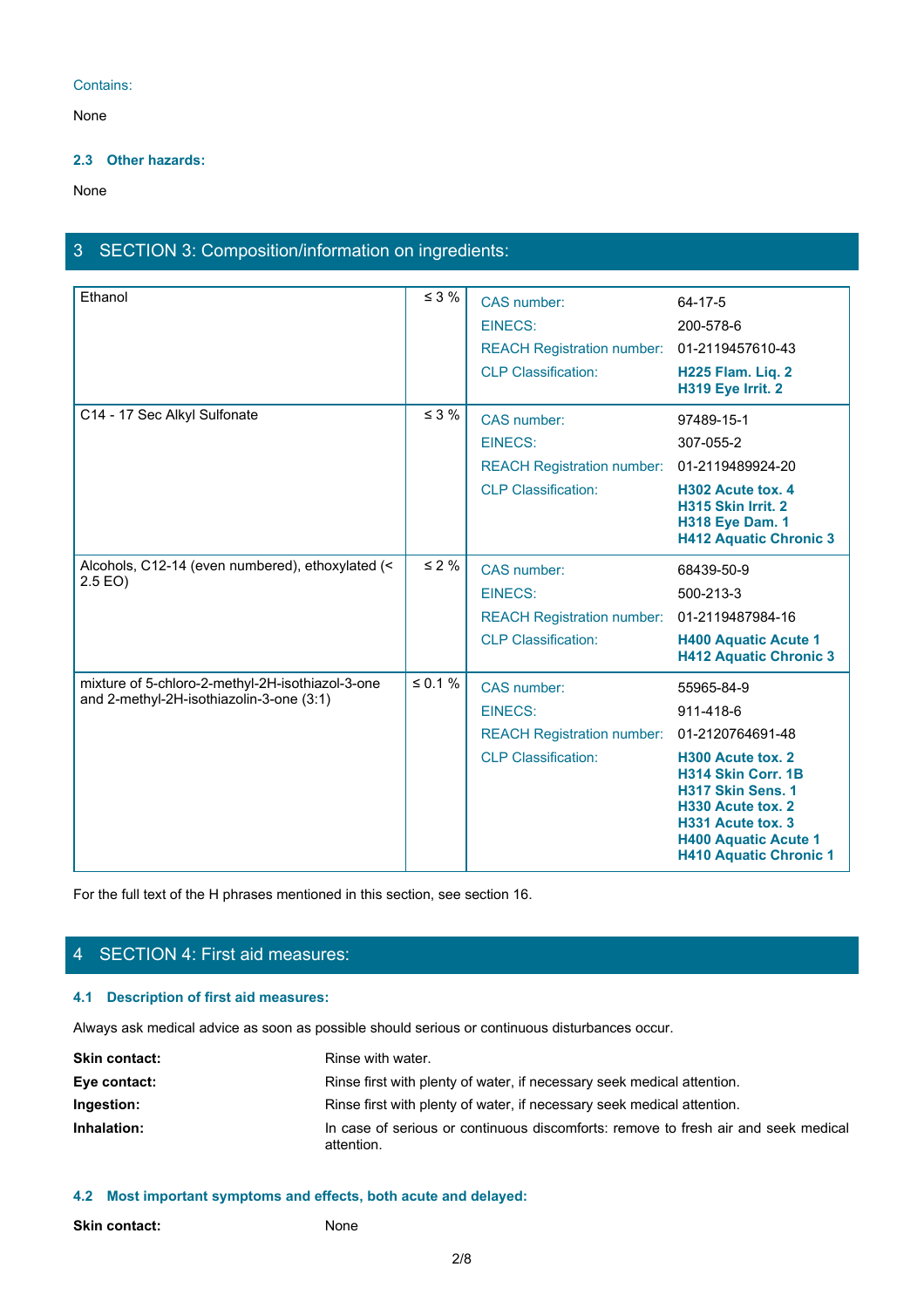Contains:

None

### 2.3 Other hazards:

None

## 3 SECTION 3: Composition/information on ingredients:

| Ingredient | % | Property | Value |
|---|---|---|---|
| Ethanol | ≤ 3 % | CAS number: | 64-17-5 |
| | | EINECS: | 200-578-6 |
| | | REACH Registration number: | 01-2119457610-43 |
| | | CLP Classification: | **H225 Flam. Liq. 2**<br>**H319 Eye Irrit. 2** |
| C14 - 17 Sec Alkyl Sulfonate | ≤ 3 % | CAS number: | 97489-15-1 |
| | | EINECS: | 307-055-2 |
| | | REACH Registration number: | 01-2119489924-20 |
| | | CLP Classification: | **H302 Acute tox. 4**<br>**H315 Skin Irrit. 2**<br>**H318 Eye Dam. 1**<br>**H412 Aquatic Chronic 3** |
| Alcohols, C12-14 (even numbered), ethoxylated (< 2.5 EO) | ≤ 2 % | CAS number: | 68439-50-9 |
| | | EINECS: | 500-213-3 |
| | | REACH Registration number: | 01-2119487984-16 |
| | | CLP Classification: | **H400 Aquatic Acute 1**<br>**H412 Aquatic Chronic 3** |
| mixture of 5-chloro-2-methyl-2H-isothiazol-3-one and 2-methyl-2H-isothiazolin-3-one (3:1) | ≤ 0.1 % | CAS number: | 55965-84-9 |
| | | EINECS: | 911-418-6 |
| | | REACH Registration number: | 01-2120764691-48 |
| | | CLP Classification: | **H300 Acute tox. 2**<br>**H314 Skin Corr. 1B**<br>**H317 Skin Sens. 1**<br>**H330 Acute tox. 2**<br>**H331 Acute tox. 3**<br>**H400 Aquatic Acute 1**<br>**H410 Aquatic Chronic 1** |

For the full text of the H phrases mentioned in this section, see section 16.

## 4 SECTION 4: First aid measures:

### 4.1 Description of first aid measures:

Always ask medical advice as soon as possible should serious or continuous disturbances occur.

**Skin contact:** Rinse with water.

**Eye contact:** Rinse first with plenty of water, if necessary seek medical attention.

**Ingestion:** Rinse first with plenty of water, if necessary seek medical attention.

**Inhalation:** In case of serious or continuous discomforts: remove to fresh air and seek medical attention.

### 4.2 Most important symptoms and effects, both acute and delayed:

**Skin contact:** None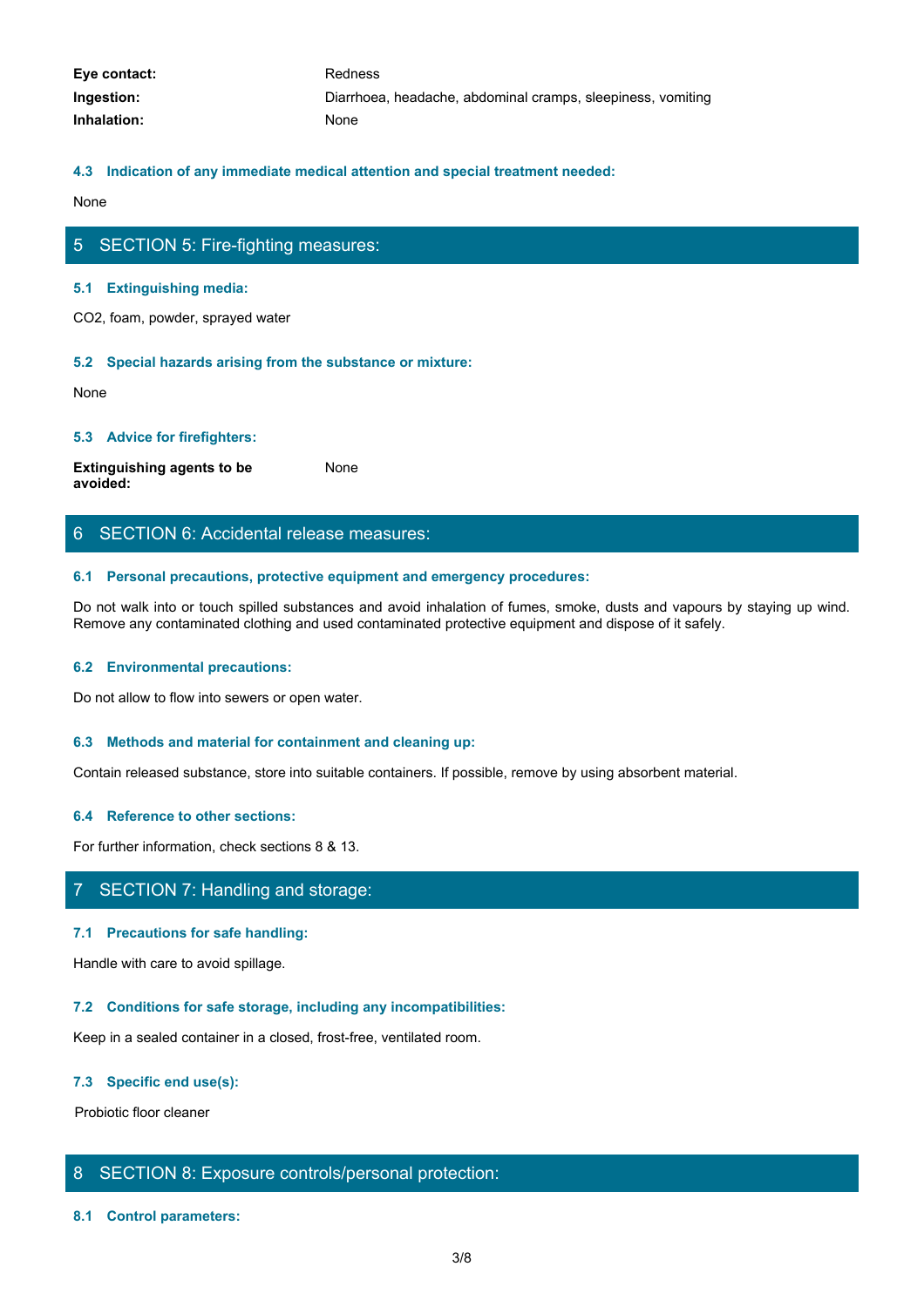**Eye contact:** Redness

**Ingestion:** Diarrhoea, headache, abdominal cramps, sleepiness, vomiting

**Inhalation:** None

### 4.3 Indication of any immediate medical attention and special treatment needed:

None

## 5 SECTION 5: Fire-fighting measures:

### 5.1 Extinguishing media:

$CO_2$, foam, powder, sprayed water

### 5.2 Special hazards arising from the substance or mixture:

None

### 5.3 Advice for firefighters:

**Extinguishing agents to be avoided:** None

## 6 SECTION 6: Accidental release measures:

### 6.1 Personal precautions, protective equipment and emergency procedures:

Do not walk into or touch spilled substances and avoid inhalation of fumes, smoke, dusts and vapours by staying up wind. Remove any contaminated clothing and used contaminated protective equipment and dispose of it safely.

### 6.2 Environmental precautions:

Do not allow to flow into sewers or open water.

### 6.3 Methods and material for containment and cleaning up:

Contain released substance, store into suitable containers. If possible, remove by using absorbent material.

### 6.4 Reference to other sections:

For further information, check sections 8 & 13.

## 7 SECTION 7: Handling and storage:

### 7.1 Precautions for safe handling:

Handle with care to avoid spillage.

### 7.2 Conditions for safe storage, including any incompatibilities:

Keep in a sealed container in a closed, frost-free, ventilated room.

### 7.3 Specific end use(s):

Probiotic floor cleaner

## 8 SECTION 8: Exposure controls/personal protection:

### 8.1 Control parameters: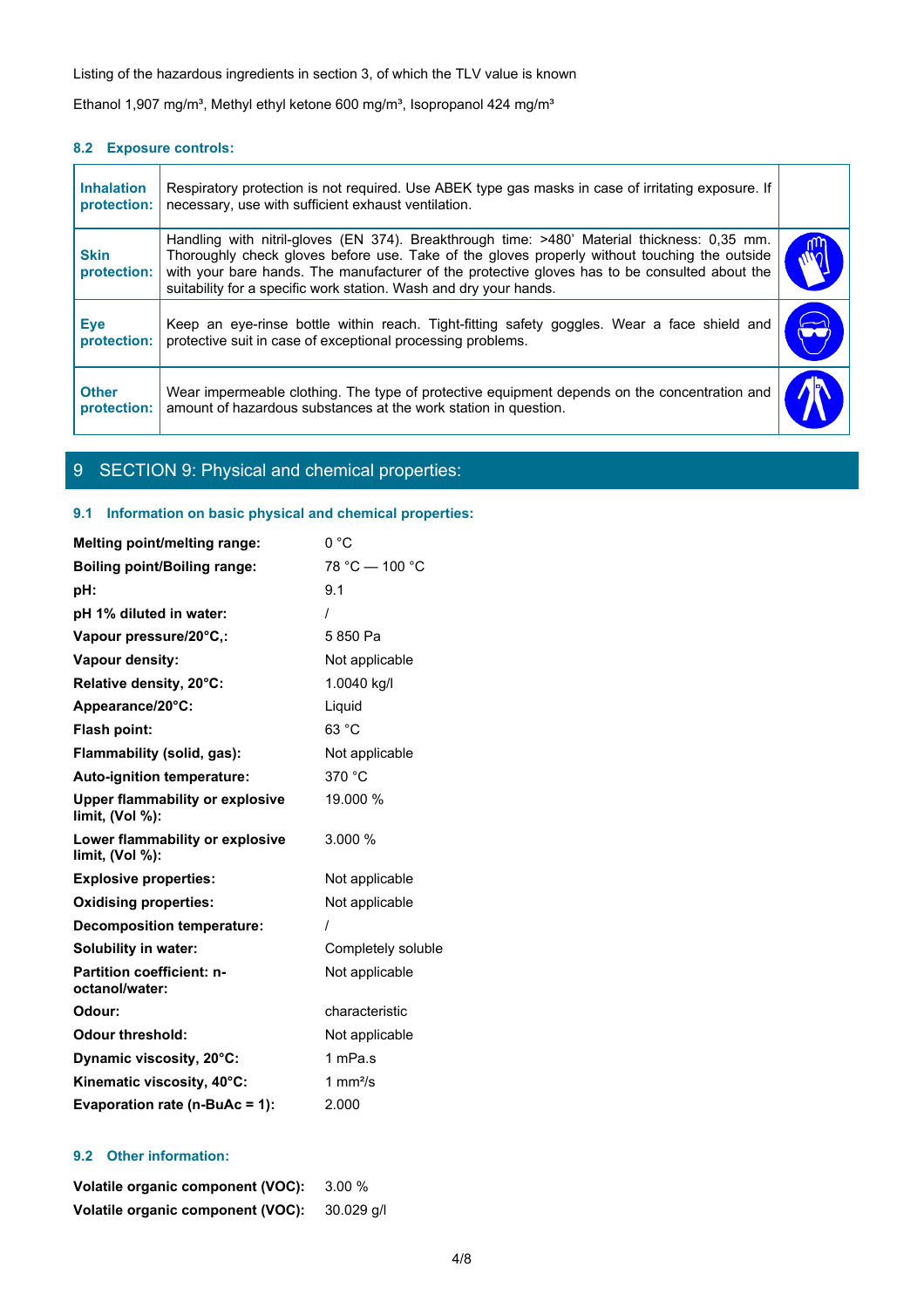Listing of the hazardous ingredients in section 3, of which the TLV value is known

Ethanol 1,907 mg/m³, Methyl ethyl ketone 600 mg/m³, Isopropanol 424 mg/m³

### 8.2 Exposure controls:

| | | |
|---|---|---|
| **Inhalation protection:** | Respiratory protection is not required. Use ABEK type gas masks in case of irritating exposure. If necessary, use with sufficient exhaust ventilation. | |
| **Skin protection:** | Handling with nitril-gloves (EN 374). Breakthrough time: >480' Material thickness: 0,35 mm. Thoroughly check gloves before use. Take of the gloves properly without touching the outside with your bare hands. The manufacturer of the protective gloves has to be consulted about the suitability for a specific work station. Wash and dry your hands. | |
| **Eye protection:** | Keep an eye-rinse bottle within reach. Tight-fitting safety goggles. Wear a face shield and protective suit in case of exceptional processing problems. | |
| **Other protection:** | Wear impermeable clothing. The type of protective equipment depends on the concentration and amount of hazardous substances at the work station in question. | |

## 9 SECTION 9: Physical and chemical properties:

### 9.1 Information on basic physical and chemical properties:

| | |
|---|---|
| **Melting point/melting range:** | 0 °C |
| **Boiling point/Boiling range:** | 78 °C — 100 °C |
| **pH:** | 9.1 |
| **pH 1% diluted in water:** | / |
| **Vapour pressure/20°C,:** | 5 850 Pa |
| **Vapour density:** | Not applicable |
| **Relative density, 20°C:** | 1.0040 kg/l |
| **Appearance/20°C:** | Liquid |
| **Flash point:** | 63 °C |
| **Flammability (solid, gas):** | Not applicable |
| **Auto-ignition temperature:** | 370 °C |
| **Upper flammability or explosive limit, (Vol %):** | 19.000 % |
| **Lower flammability or explosive limit, (Vol %):** | 3.000 % |
| **Explosive properties:** | Not applicable |
| **Oxidising properties:** | Not applicable |
| **Decomposition temperature:** | / |
| **Solubility in water:** | Completely soluble |
| **Partition coefficient: n-octanol/water:** | Not applicable |
| **Odour:** | characteristic |
| **Odour threshold:** | Not applicable |
| **Dynamic viscosity, 20°C:** | 1 mPa.s |
| **Kinematic viscosity, 40°C:** | 1 mm²/s |
| **Evaporation rate (n-BuAc = 1):** | 2.000 |

### 9.2 Other information:

| | |
|---|---|
| **Volatile organic component (VOC):** | 3.00 % |
| **Volatile organic component (VOC):** | 30.029 g/l |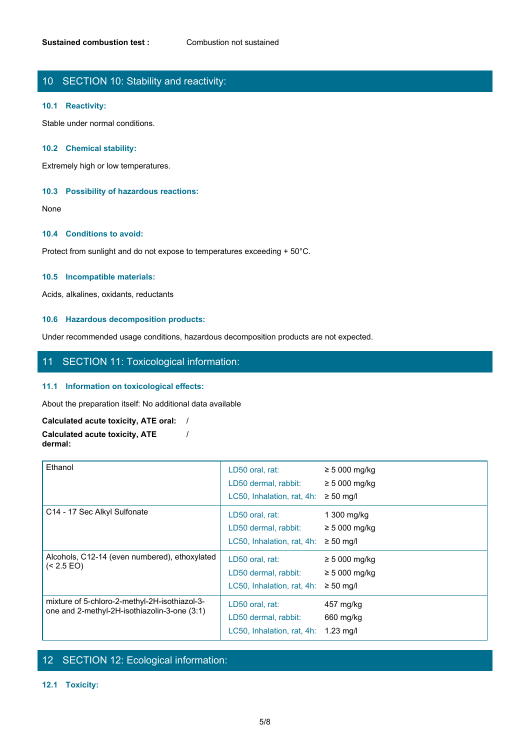**Sustained combustion test :** Combustion not sustained

## 10 SECTION 10: Stability and reactivity:

### 10.1 Reactivity:

Stable under normal conditions.

### 10.2 Chemical stability:

Extremely high or low temperatures.

### 10.3 Possibility of hazardous reactions:

None

### 10.4 Conditions to avoid:

Protect from sunlight and do not expose to temperatures exceeding + 50°C.

### 10.5 Incompatible materials:

Acids, alkalines, oxidants, reductants

### 10.6 Hazardous decomposition products:

Under recommended usage conditions, hazardous decomposition products are not expected.

## 11 SECTION 11: Toxicological information:

### 11.1 Information on toxicological effects:

About the preparation itself: No additional data available

**Calculated acute toxicity, ATE oral:** /

**Calculated acute toxicity, ATE dermal:** /

| Substance | Test | Value |
|---|---|---|
| Ethanol | LD50 oral, rat: | ≥ 5 000 mg/kg |
| | LD50 dermal, rabbit: | ≥ 5 000 mg/kg |
| | LC50, Inhalation, rat, 4h: | ≥ 50 mg/l |
| C14 - 17 Sec Alkyl Sulfonate | LD50 oral, rat: | 1 300 mg/kg |
| | LD50 dermal, rabbit: | ≥ 5 000 mg/kg |
| | LC50, Inhalation, rat, 4h: | ≥ 50 mg/l |
| Alcohols, C12-14 (even numbered), ethoxylated (< 2.5 EO) | LD50 oral, rat: | ≥ 5 000 mg/kg |
| | LD50 dermal, rabbit: | ≥ 5 000 mg/kg |
| | LC50, Inhalation, rat, 4h: | ≥ 50 mg/l |
| mixture of 5-chloro-2-methyl-2H-isothiazol-3-one and 2-methyl-2H-isothiazolin-3-one (3:1) | LD50 oral, rat: | 457 mg/kg |
| | LD50 dermal, rabbit: | 660 mg/kg |
| | LC50, Inhalation, rat, 4h: | 1.23 mg/l |

## 12 SECTION 12: Ecological information:

### 12.1 Toxicity: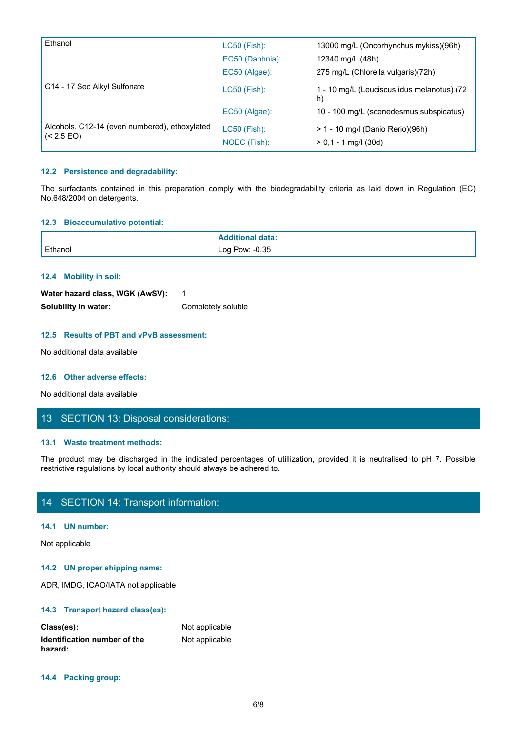| | | |
|---|---|---|
| Ethanol | LC50 (Fish):<br>EC50 (Daphnia):<br>EC50 (Algae): | 13000 mg/L (Oncorhynchus mykiss)(96h)<br>12340 mg/L (48h)<br>275 mg/L (Chlorella vulgaris)(72h) |
| C14 - 17 Sec Alkyl Sulfonate | LC50 (Fish):<br>EC50 (Algae): | 1 - 10 mg/L (Leuciscus idus melanotus) (72 h)<br>10 - 100 mg/L (scenedesmus subspicatus) |
| Alcohols, C12-14 (even numbered), ethoxylated (< 2.5 EO) | LC50 (Fish):<br>NOEC (Fish): | > 1 - 10 mg/l (Danio Rerio)(96h)<br>> 0,1 - 1 mg/l (30d) |

### 12.2 Persistence and degradability:

The surfactants contained in this preparation comply with the biodegradability criteria as laid down in Regulation (EC) No.648/2004 on detergents.

### 12.3 Bioaccumulative potential:

| | Additional data: |
|---|---|
| Ethanol | Log Pow: -0,35 |

### 12.4 Mobility in soil:

**Water hazard class, WGK (AwSV):** 1

**Solubility in water:** Completely soluble

### 12.5 Results of PBT and vPvB assessment:

No additional data available

### 12.6 Other adverse effects:

No additional data available

## 13 SECTION 13: Disposal considerations:

### 13.1 Waste treatment methods:

The product may be discharged in the indicated percentages of utillization, provided it is neutralised to pH 7. Possible restrictive regulations by local authority should always be adhered to.

## 14 SECTION 14: Transport information:

### 14.1 UN number:

Not applicable

### 14.2 UN proper shipping name:

ADR, IMDG, ICAO/IATA not applicable

### 14.3 Transport hazard class(es):

**Class(es):** Not applicable

**Identification number of the hazard:** Not applicable

### 14.4 Packing group: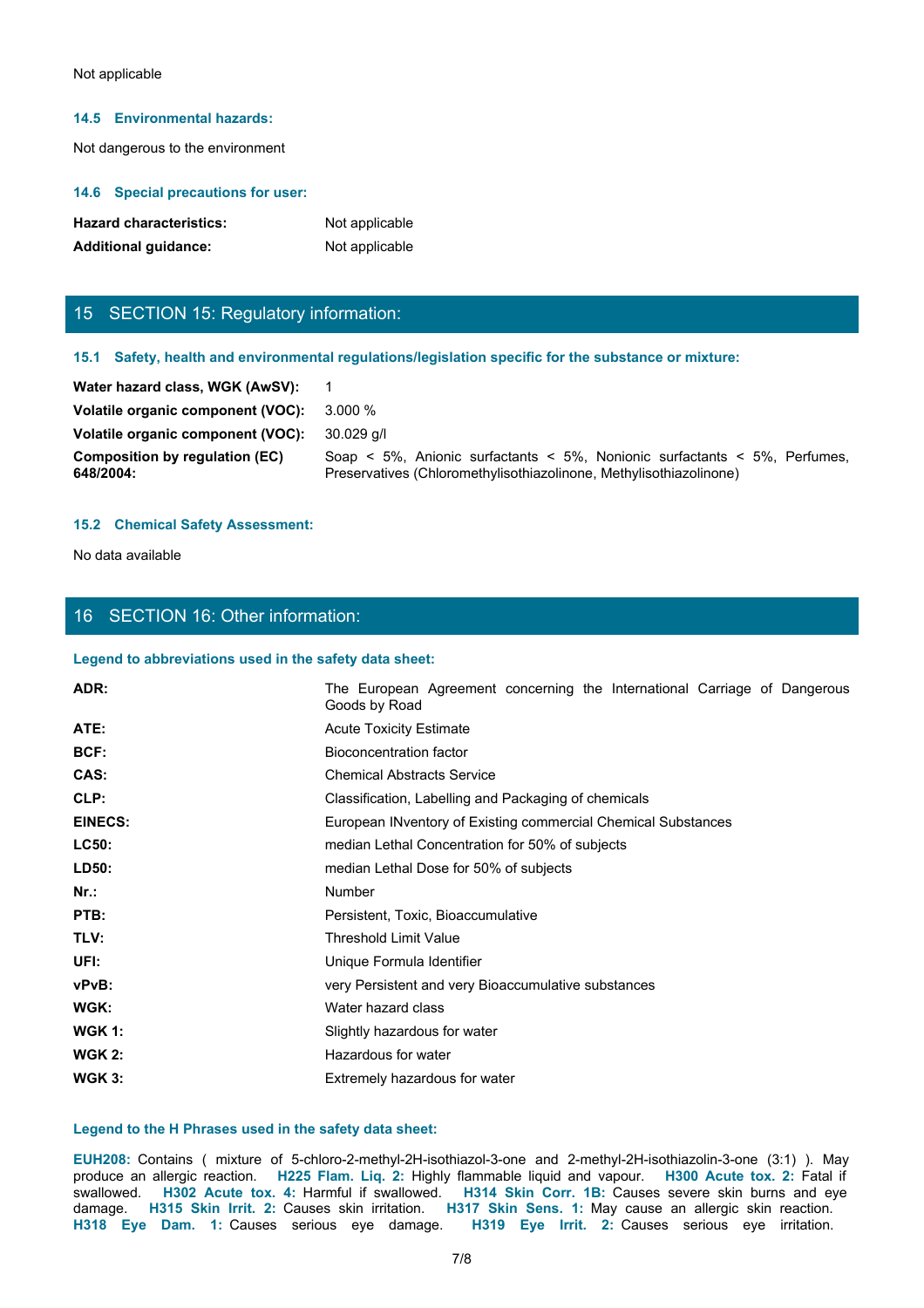Not applicable

### 14.5 Environmental hazards:

Not dangerous to the environment

### 14.6 Special precautions for user:

| | |
|---|---|
| **Hazard characteristics:** | Not applicable |
| **Additional guidance:** | Not applicable |

## 15 SECTION 15: Regulatory information:

### 15.1 Safety, health and environmental regulations/legislation specific for the substance or mixture:

| | |
|---|---|
| **Water hazard class, WGK (AwSV):** | 1 |
| **Volatile organic component (VOC):** | 3.000 % |
| **Volatile organic component (VOC):** | 30.029 g/l |
| **Composition by regulation (EC) 648/2004:** | Soap < 5%, Anionic surfactants < 5%, Nonionic surfactants < 5%, Perfumes, Preservatives (Chloromethylisothiazolinone, Methylisothiazolinone) |

### 15.2 Chemical Safety Assessment:

No data available

## 16 SECTION 16: Other information:

### Legend to abbreviations used in the safety data sheet:

| | |
|---|---|
| **ADR:** | The European Agreement concerning the International Carriage of Dangerous Goods by Road |
| **ATE:** | Acute Toxicity Estimate |
| **BCF:** | Bioconcentration factor |
| **CAS:** | Chemical Abstracts Service |
| **CLP:** | Classification, Labelling and Packaging of chemicals |
| **EINECS:** | European INventory of Existing commercial Chemical Substances |
| **LC50:** | median Lethal Concentration for 50% of subjects |
| **LD50:** | median Lethal Dose for 50% of subjects |
| **Nr.:** | Number |
| **PTB:** | Persistent, Toxic, Bioaccumulative |
| **TLV:** | Threshold Limit Value |
| **UFI:** | Unique Formula Identifier |
| **vPvB:** | very Persistent and very Bioaccumulative substances |
| **WGK:** | Water hazard class |
| **WGK 1:** | Slightly hazardous for water |
| **WGK 2:** | Hazardous for water |
| **WGK 3:** | Extremely hazardous for water |

### Legend to the H Phrases used in the safety data sheet:

**EUH208:** Contains ( mixture of 5-chloro-2-methyl-2H-isothiazol-3-one and 2-methyl-2H-isothiazolin-3-one (3:1) ). May produce an allergic reaction. **H225 Flam. Liq. 2:** Highly flammable liquid and vapour. **H300 Acute tox. 2:** Fatal if swallowed. **H302 Acute tox. 4:** Harmful if swallowed. **H314 Skin Corr. 1B:** Causes severe skin burns and eye damage. **H315 Skin Irrit. 2:** Causes skin irritation. **H317 Skin Sens. 1:** May cause an allergic skin reaction. **H318 Eye Dam. 1:** Causes serious eye damage. **H319 Eye Irrit. 2:** Causes serious eye irritation.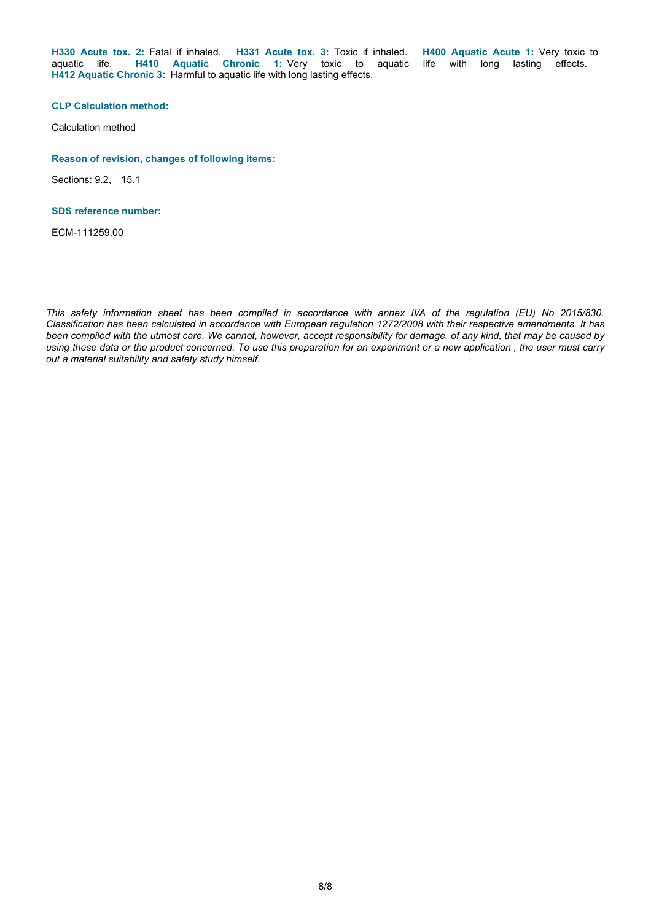**H330 Acute tox. 2:** Fatal if inhaled. **H331 Acute tox. 3:** Toxic if inhaled. **H400 Aquatic Acute 1:** Very toxic to aquatic life. **H410 Aquatic Chronic 1:** Very toxic to aquatic life with long lasting effects. **H412 Aquatic Chronic 3:** Harmful to aquatic life with long lasting effects.

**CLP Calculation method:**

Calculation method

**Reason of revision, changes of following items:**

Sections: 9.2, 15.1

**SDS reference number:**

ECM-111259,00

*This safety information sheet has been compiled in accordance with annex II/A of the regulation (EU) No 2015/830. Classification has been calculated in accordance with European regulation 1272/2008 with their respective amendments. It has been compiled with the utmost care. We cannot, however, accept responsibility for damage, of any kind, that may be caused by using these data or the product concerned. To use this preparation for an experiment or a new application , the user must carry out a material suitability and safety study himself.*